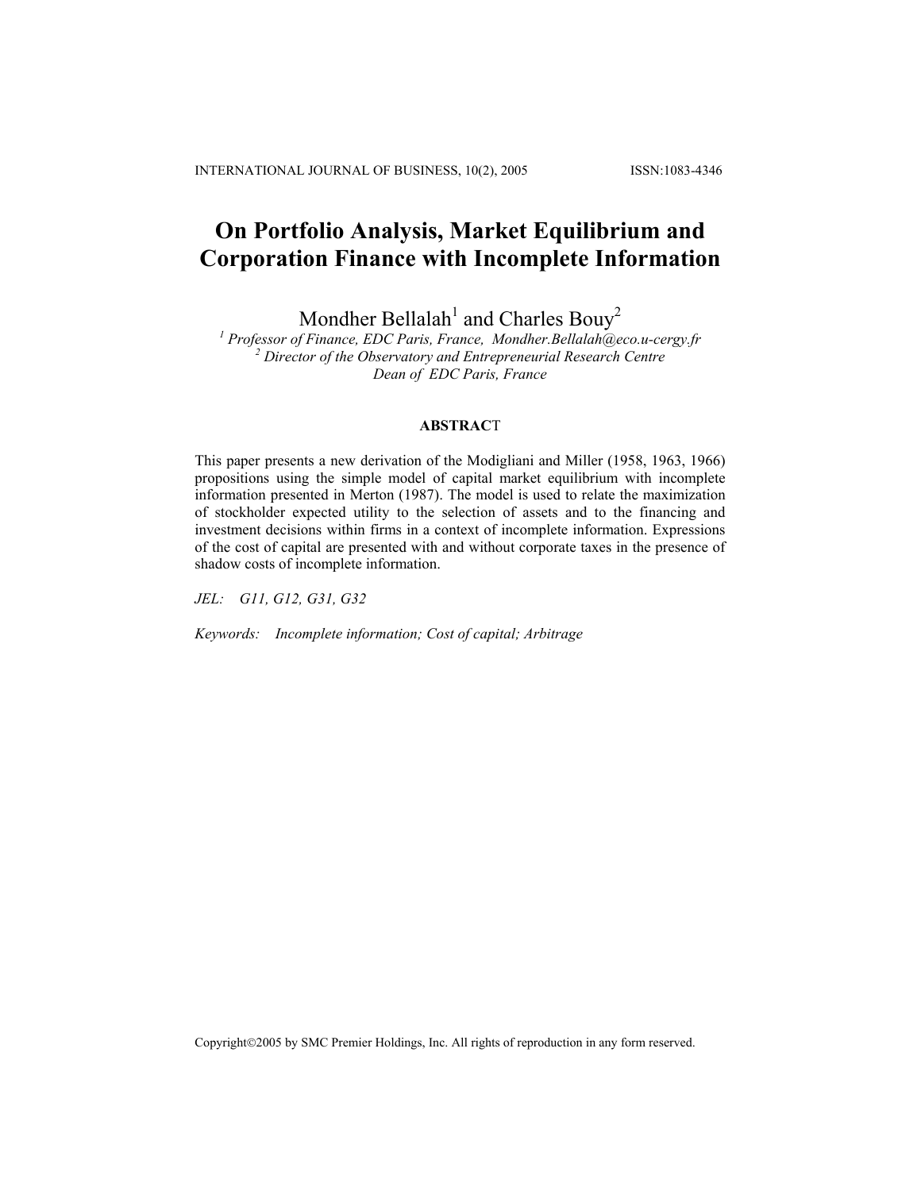# On Portfolio Analysis, Market Equilibrium and Corporation Finance with Incomplete Information

Mondher Bellalah[1] and Charles Bouy[2]

[1] *Professor of Finance, EDC Paris, France, Mondher.Bellalah@eco.u-cergy.fr*
[2] *Director of the Observatory and Entrepreneurial Research Centre*
*Dean of EDC Paris, France*

**ABSTRACT**

This paper presents a new derivation of the Modigliani and Miller (1958, 1963, 1966) propositions using the simple model of capital market equilibrium with incomplete information presented in Merton (1987). The model is used to relate the maximization of stockholder expected utility to the selection of assets and to the financing and investment decisions within firms in a context of incomplete information. Expressions of the cost of capital are presented with and without corporate taxes in the presence of shadow costs of incomplete information.

*JEL:* *G11, G12, G31, G32*

*Keywords:* *Incomplete information; Cost of capital; Arbitrage*

Copyright©2005 by SMC Premier Holdings, Inc. All rights of reproduction in any form reserved.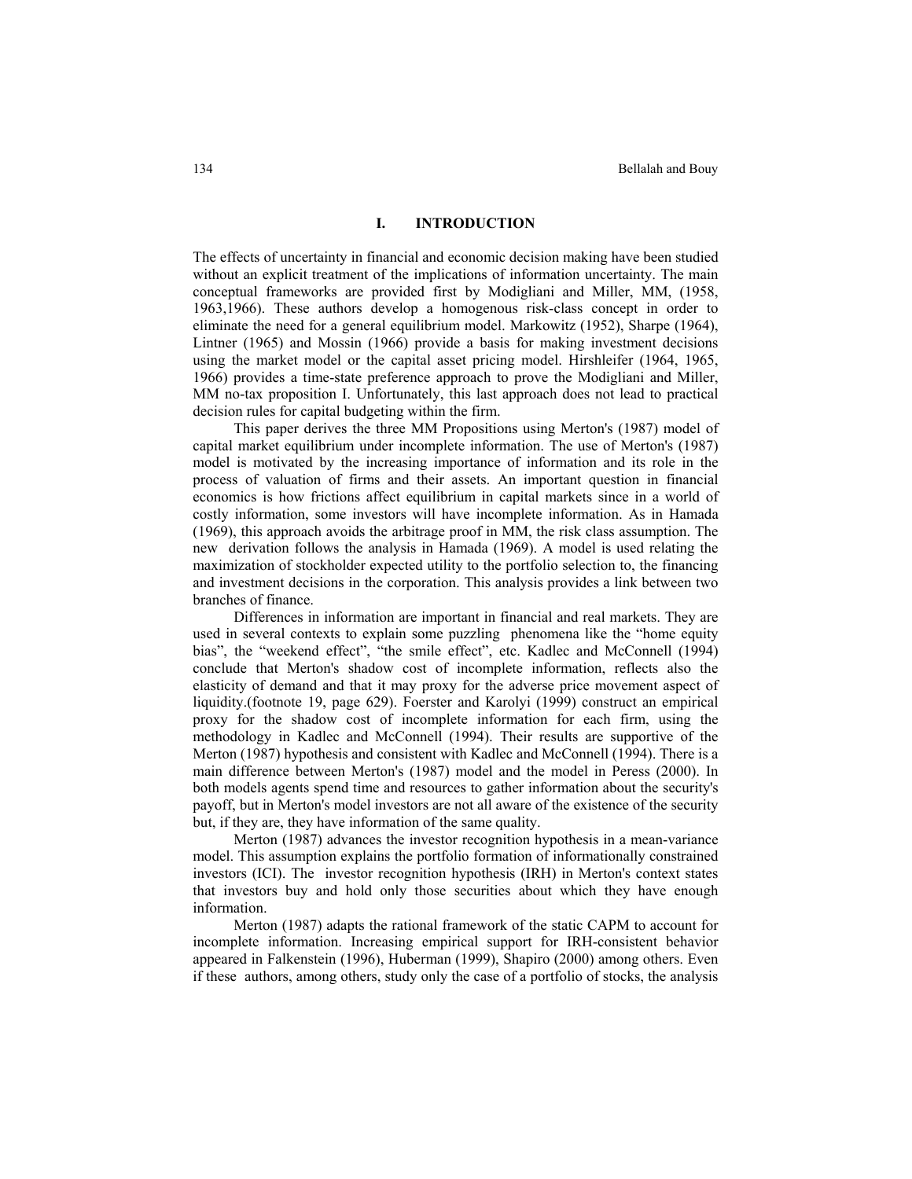## I. INTRODUCTION

The effects of uncertainty in financial and economic decision making have been studied without an explicit treatment of the implications of information uncertainty. The main conceptual frameworks are provided first by Modigliani and Miller, MM, (1958, 1963,1966). These authors develop a homogenous risk-class concept in order to eliminate the need for a general equilibrium model. Markowitz (1952), Sharpe (1964), Lintner (1965) and Mossin (1966) provide a basis for making investment decisions using the market model or the capital asset pricing model. Hirshleifer (1964, 1965, 1966) provides a time-state preference approach to prove the Modigliani and Miller, MM no-tax proposition I. Unfortunately, this last approach does not lead to practical decision rules for capital budgeting within the firm.

This paper derives the three MM Propositions using Merton's (1987) model of capital market equilibrium under incomplete information. The use of Merton's (1987) model is motivated by the increasing importance of information and its role in the process of valuation of firms and their assets. An important question in financial economics is how frictions affect equilibrium in capital markets since in a world of costly information, some investors will have incomplete information. As in Hamada (1969), this approach avoids the arbitrage proof in MM, the risk class assumption. The new derivation follows the analysis in Hamada (1969). A model is used relating the maximization of stockholder expected utility to the portfolio selection to, the financing and investment decisions in the corporation. This analysis provides a link between two branches of finance.

Differences in information are important in financial and real markets. They are used in several contexts to explain some puzzling phenomena like the "home equity bias", the "weekend effect", "the smile effect", etc. Kadlec and McConnell (1994) conclude that Merton's shadow cost of incomplete information, reflects also the elasticity of demand and that it may proxy for the adverse price movement aspect of liquidity.(footnote 19, page 629). Foerster and Karolyi (1999) construct an empirical proxy for the shadow cost of incomplete information for each firm, using the methodology in Kadlec and McConnell (1994). Their results are supportive of the Merton (1987) hypothesis and consistent with Kadlec and McConnell (1994). There is a main difference between Merton's (1987) model and the model in Peress (2000). In both models agents spend time and resources to gather information about the security's payoff, but in Merton's model investors are not all aware of the existence of the security but, if they are, they have information of the same quality.

Merton (1987) advances the investor recognition hypothesis in a mean-variance model. This assumption explains the portfolio formation of informationally constrained investors (ICI). The investor recognition hypothesis (IRH) in Merton's context states that investors buy and hold only those securities about which they have enough information.

Merton (1987) adapts the rational framework of the static CAPM to account for incomplete information. Increasing empirical support for IRH-consistent behavior appeared in Falkenstein (1996), Huberman (1999), Shapiro (2000) among others. Even if these authors, among others, study only the case of a portfolio of stocks, the analysis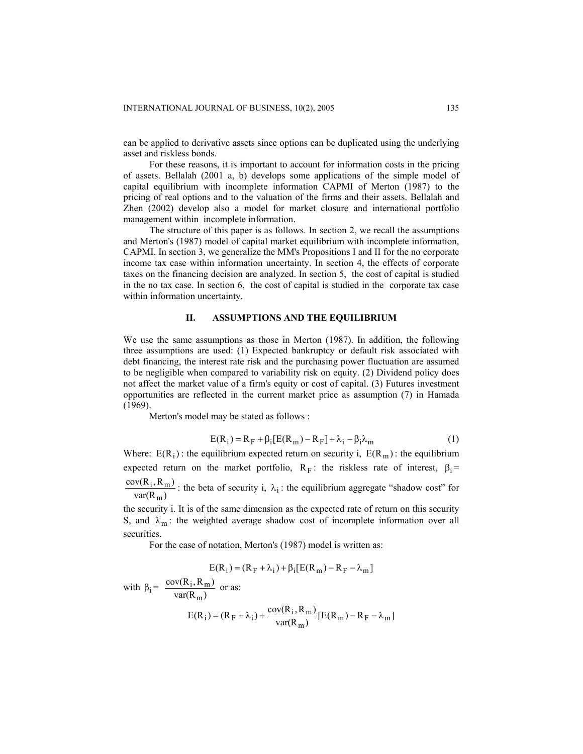can be applied to derivative assets since options can be duplicated using the underlying asset and riskless bonds.

For these reasons, it is important to account for information costs in the pricing of assets. Bellalah (2001 a, b) develops some applications of the simple model of capital equilibrium with incomplete information CAPMI of Merton (1987) to the pricing of real options and to the valuation of the firms and their assets. Bellalah and Zhen (2002) develop also a model for market closure and international portfolio management within incomplete information.

The structure of this paper is as follows. In section 2, we recall the assumptions and Merton's (1987) model of capital market equilibrium with incomplete information, CAPMI. In section 3, we generalize the MM's Propositions I and II for the no corporate income tax case within information uncertainty. In section 4, the effects of corporate taxes on the financing decision are analyzed. In section 5, the cost of capital is studied in the no tax case. In section 6, the cost of capital is studied in the corporate tax case within information uncertainty.

## II. ASSUMPTIONS AND THE EQUILIBRIUM

We use the same assumptions as those in Merton (1987). In addition, the following three assumptions are used: (1) Expected bankruptcy or default risk associated with debt financing, the interest rate risk and the purchasing power fluctuation are assumed to be negligible when compared to variability risk on equity. (2) Dividend policy does not affect the market value of a firm's equity or cost of capital. (3) Futures investment opportunities are reflected in the current market price as assumption (7) in Hamada (1969).

Merton's model may be stated as follows :

$$E(R_i) = R_F + \beta_i[E(R_m) - R_F] + \lambda_i - \beta_i\lambda_m \tag{1}$$

Where: $E(R_i)$ : the equilibrium expected return on security i, $E(R_m)$ : the equilibrium expected return on the market portfolio, $R_F$ : the riskless rate of interest, $\beta_i = \frac{\mathrm{cov}(R_i, R_m)}{\mathrm{var}(R_m)}$ : the beta of security i, $\lambda_i$ : the equilibrium aggregate "shadow cost" for the security i. It is of the same dimension as the expected rate of return on this security S, and $\lambda_m$ : the weighted average shadow cost of incomplete information over all securities.

For the case of notation, Merton's (1987) model is written as:

$$E(R_i) = (R_F + \lambda_i) + \beta_i[E(R_m) - R_F - \lambda_m]$$

with $\beta_i = \frac{\mathrm{cov}(R_i, R_m)}{\mathrm{var}(R_m)}$ or as:

$$E(R_i) = (R_F + \lambda_i) + \frac{\mathrm{cov}(R_i, R_m)}{\mathrm{var}(R_m)}[E(R_m) - R_F - \lambda_m]$$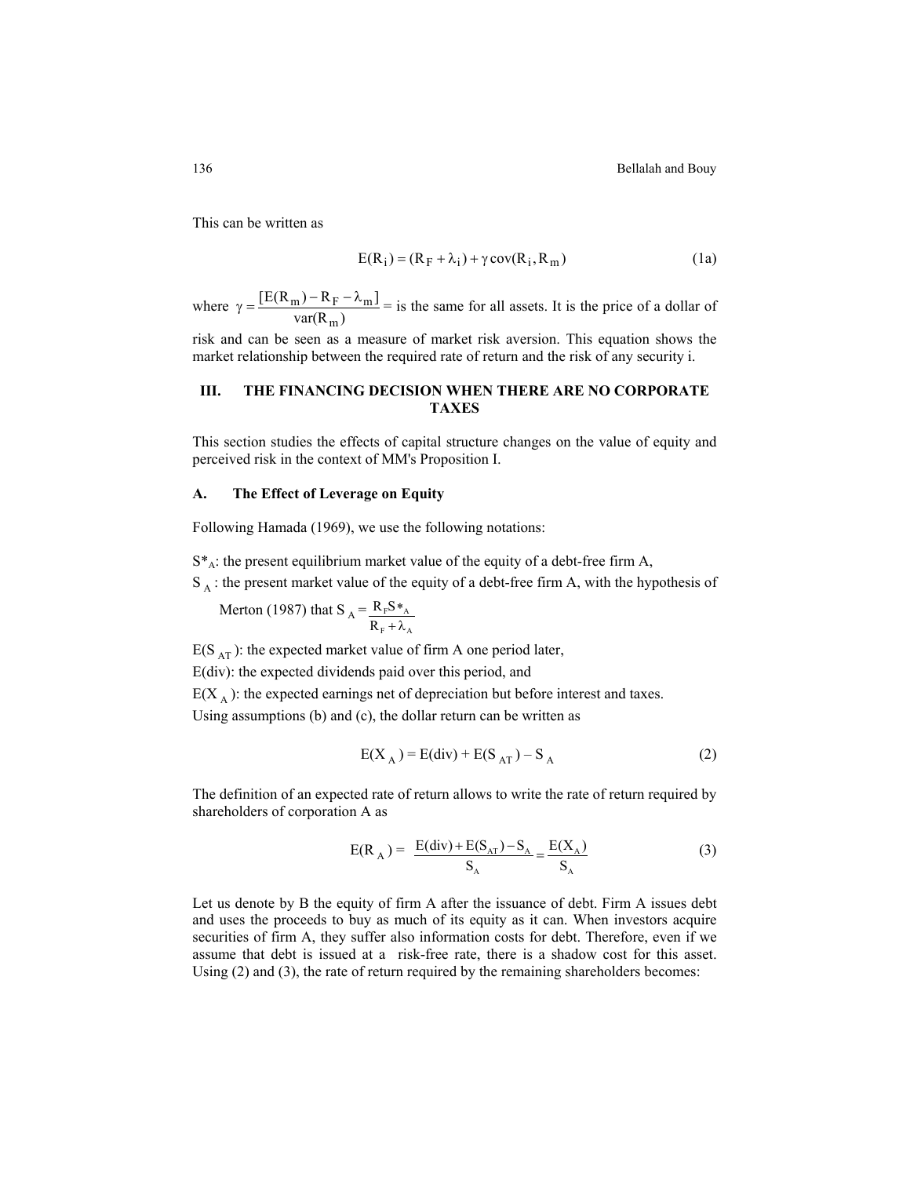This can be written as

$$E(R_i) = (R_F + \lambda_i) + \gamma \operatorname{cov}(R_i, R_m) \tag{1a}$$

where $\gamma = \dfrac{[E(R_m) - R_F - \lambda_m]}{\operatorname{var}(R_m)}$ = is the same for all assets. It is the price of a dollar of risk and can be seen as a measure of market risk aversion. This equation shows the market relationship between the required rate of return and the risk of any security i.

## III. THE FINANCING DECISION WHEN THERE ARE NO CORPORATE TAXES

This section studies the effects of capital structure changes on the value of equity and perceived risk in the context of MM's Proposition I.

### A. The Effect of Leverage on Equity

Following Hamada (1969), we use the following notations:

$S^*_A$: the present equilibrium market value of the equity of a debt-free firm A,

$S_A$ : the present market value of the equity of a debt-free firm A, with the hypothesis of Merton (1987) that $S_A = \dfrac{R_F S^*_A}{R_F + \lambda_A}$

$E(S_{AT})$: the expected market value of firm A one period later,

E(div): the expected dividends paid over this period, and

$E(X_A)$: the expected earnings net of depreciation but before interest and taxes.

Using assumptions (b) and (c), the dollar return can be written as

$$E(X_A) = E(\text{div}) + E(S_{AT}) - S_A \tag{2}$$

The definition of an expected rate of return allows to write the rate of return required by shareholders of corporation A as

$$E(R_A) = \frac{E(\text{div}) + E(S_{AT}) - S_A}{S_A} = \frac{E(X_A)}{S_A} \tag{3}$$

Let us denote by B the equity of firm A after the issuance of debt. Firm A issues debt and uses the proceeds to buy as much of its equity as it can. When investors acquire securities of firm A, they suffer also information costs for debt. Therefore, even if we assume that debt is issued at a risk-free rate, there is a shadow cost for this asset. Using (2) and (3), the rate of return required by the remaining shareholders becomes: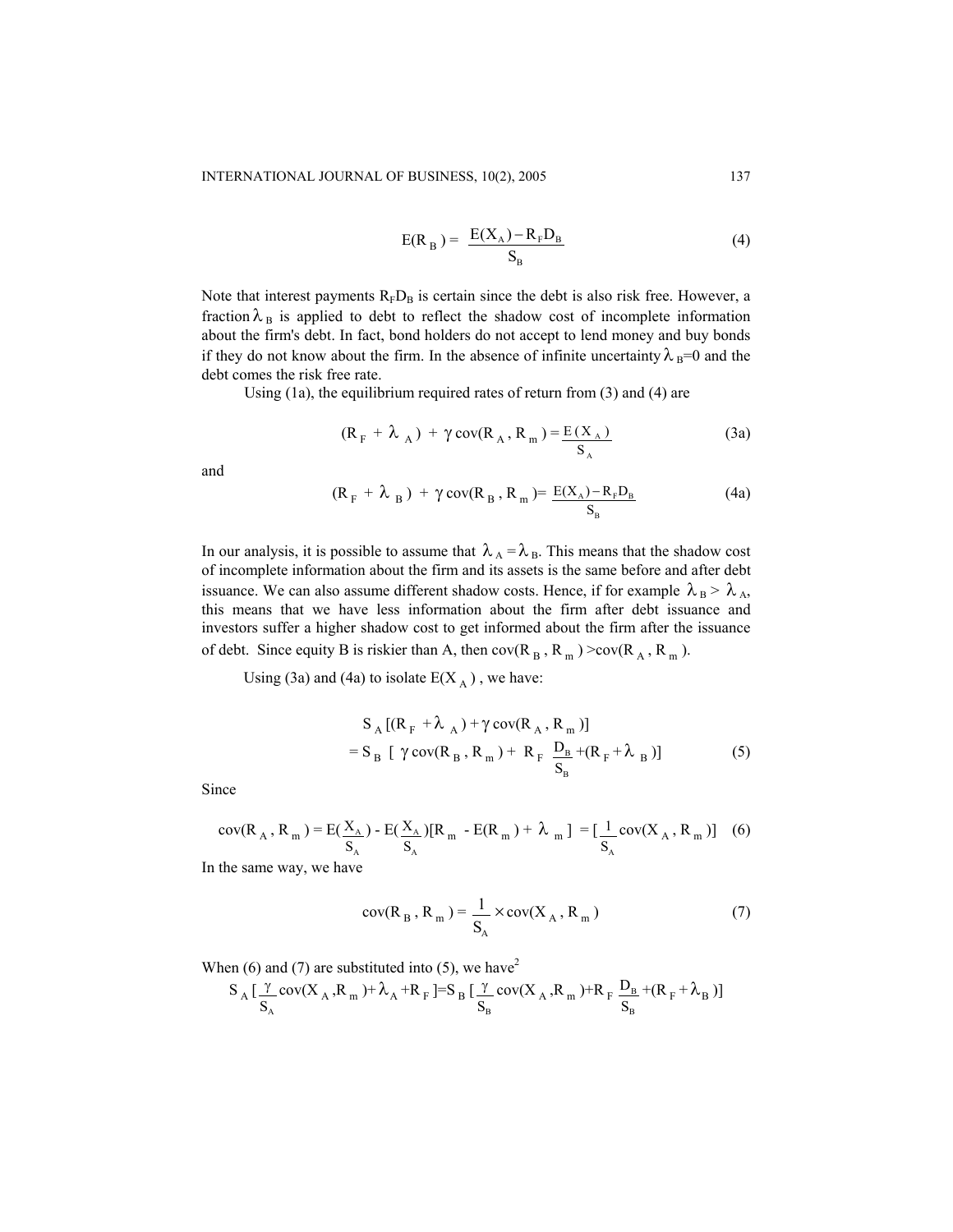$$E(R_B) = \frac{E(X_A) - R_F D_B}{S_B} \tag{4}$$

Note that interest payments $R_F D_B$ is certain since the debt is also risk free. However, a fraction $\lambda_B$ is applied to debt to reflect the shadow cost of incomplete information about the firm's debt. In fact, bond holders do not accept to lend money and buy bonds if they do not know about the firm. In the absence of infinite uncertainty $\lambda_B$=0 and the debt comes the risk free rate.

Using (1a), the equilibrium required rates of return from (3) and (4) are

$$(R_F + \lambda_A) + \gamma \operatorname{cov}(R_A, R_m) = \frac{E(X_A)}{S_A} \tag{3a}$$

and

$$(R_F + \lambda_B) + \gamma \operatorname{cov}(R_B, R_m) = \frac{E(X_A) - R_F D_B}{S_B} \tag{4a}$$

In our analysis, it is possible to assume that $\lambda_A = \lambda_B$. This means that the shadow cost of incomplete information about the firm and its assets is the same before and after debt issuance. We can also assume different shadow costs. Hence, if for example $\lambda_B > \lambda_A$, this means that we have less information about the firm after debt issuance and investors suffer a higher shadow cost to get informed about the firm after the issuance of debt. Since equity B is riskier than A, then $\operatorname{cov}(R_B, R_m) > \operatorname{cov}(R_A, R_m)$.

Using (3a) and (4a) to isolate $E(X_A)$, we have:

$$\begin{aligned} &S_A [(R_F + \lambda_A) + \gamma \operatorname{cov}(R_A, R_m)] \\ &= S_B \left[ \gamma \operatorname{cov}(R_B, R_m) + R_F \frac{D_B}{S_B} + (R_F + \lambda_B) \right] \end{aligned} \tag{5}$$

Since

$$\operatorname{cov}(R_A, R_m) = E\left(\frac{X_A}{S_A}\right) - E\left(\frac{X_A}{S_A}\right)[R_m - E(R_m) + \lambda_m] = \left[\frac{1}{S_A} \operatorname{cov}(X_A, R_m)\right] \tag{6}$$

In the same way, we have

$$\operatorname{cov}(R_B, R_m) = \frac{1}{S_A} \times \operatorname{cov}(X_A, R_m) \tag{7}$$

When (6) and (7) are substituted into (5), we have[2]

$$S_A \left[\frac{\gamma}{S_A} \operatorname{cov}(X_A, R_m) + \lambda_A + R_F\right] = S_B \left[\frac{\gamma}{S_B} \operatorname{cov}(X_A, R_m) + R_F \frac{D_B}{S_B} + (R_F + \lambda_B)\right]$$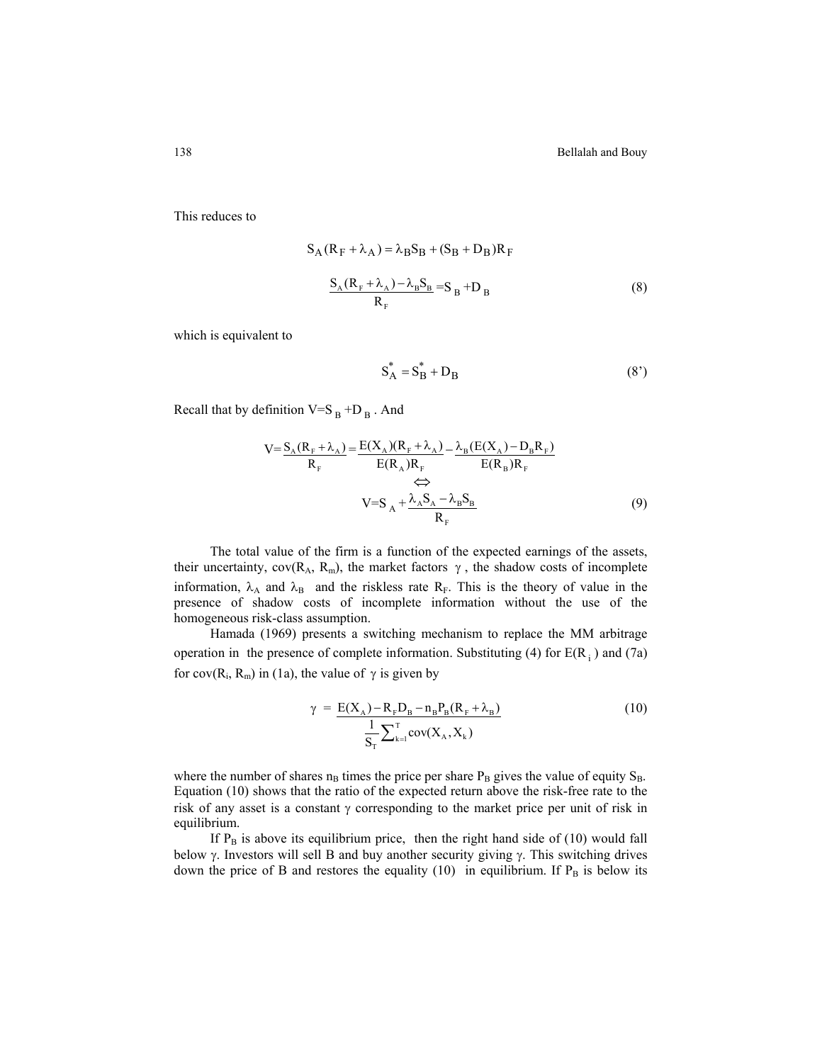This reduces to

$$S_A(R_F + \lambda_A) = \lambda_B S_B + (S_B + D_B)R_F$$

$$\frac{S_A(R_F + \lambda_A) - \lambda_B S_B}{R_F} = S_B + D_B \tag{8}$$

which is equivalent to

$$S_A^* = S_B^* + D_B \tag{8'}$$

Recall that by definition $V = S_B + D_B$ . And

$$V = \frac{S_A(R_F + \lambda_A)}{R_F} = \frac{E(X_A)(R_F + \lambda_A)}{E(R_A)R_F} - \frac{\lambda_B(E(X_A) - D_B R_F)}{E(R_B)R_F}$$

$$\Leftrightarrow$$

$$V = S_A + \frac{\lambda_A S_A - \lambda_B S_B}{R_F} \tag{9}$$

The total value of the firm is a function of the expected earnings of the assets, their uncertainty, $\text{cov}(R_A, R_m)$, the market factors $\gamma$ , the shadow costs of incomplete information, $\lambda_A$ and $\lambda_B$ and the riskless rate $R_F$. This is the theory of value in the presence of shadow costs of incomplete information without the use of the homogeneous risk-class assumption.

Hamada (1969) presents a switching mechanism to replace the MM arbitrage operation in the presence of complete information. Substituting (4) for $E(R_i)$ and (7a) for $\text{cov}(R_i, R_m)$ in (1a), the value of $\gamma$ is given by

$$\gamma = \frac{E(X_A) - R_F D_B - n_B P_B(R_F + \lambda_B)}{\frac{1}{S_T}\sum_{k=1}^{T}\text{cov}(X_A, X_k)} \tag{10}$$

where the number of shares $n_B$ times the price per share $P_B$ gives the value of equity $S_B$. Equation (10) shows that the ratio of the expected return above the risk-free rate to the risk of any asset is a constant $\gamma$ corresponding to the market price per unit of risk in equilibrium.

If $P_B$ is above its equilibrium price, then the right hand side of (10) would fall below $\gamma$. Investors will sell B and buy another security giving $\gamma$. This switching drives down the price of B and restores the equality (10) in equilibrium. If $P_B$ is below its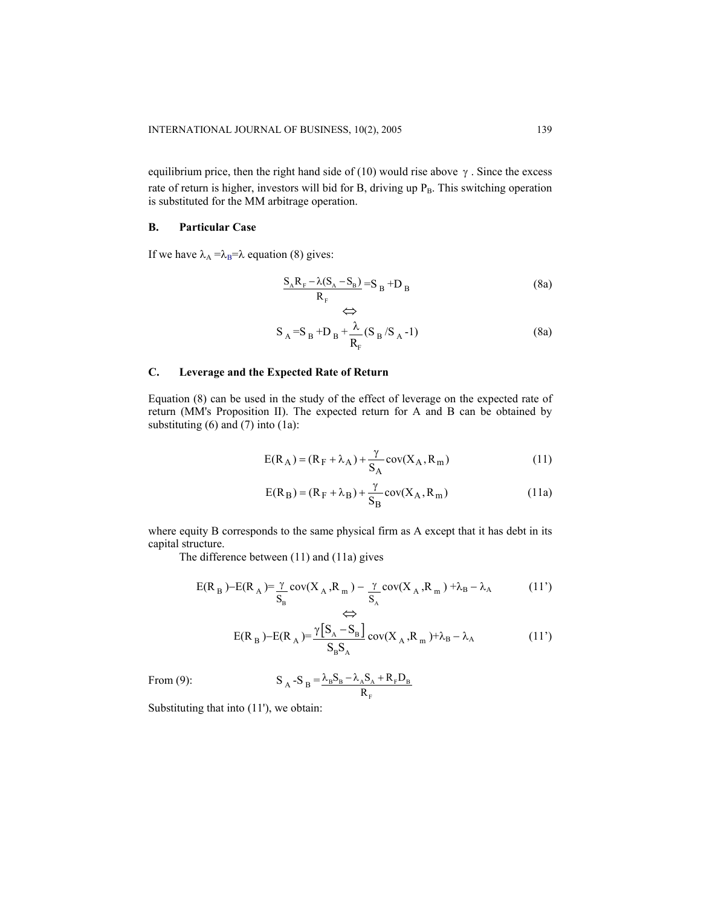equilibrium price, then the right hand side of (10) would rise above $\gamma$. Since the excess rate of return is higher, investors will bid for B, driving up $P_B$. This switching operation is substituted for the MM arbitrage operation.

## B. Particular Case

If we have $\lambda_A = \lambda_B = \lambda$ equation (8) gives:

$$\frac{S_A R_F - \lambda(S_A - S_B)}{R_F} = S_B + D_B \tag{8a}$$

$$\Leftrightarrow$$

$$S_A = S_B + D_B + \frac{\lambda}{R_F}(S_B / S_A - 1) \tag{8a}$$

## C. Leverage and the Expected Rate of Return

Equation (8) can be used in the study of the effect of leverage on the expected rate of return (MM's Proposition II). The expected return for A and B can be obtained by substituting (6) and (7) into (1a):

$$E(R_A) = (R_F + \lambda_A) + \frac{\gamma}{S_A}\text{cov}(X_A, R_m) \tag{11}$$

$$E(R_B) = (R_F + \lambda_B) + \frac{\gamma}{S_B}\text{cov}(X_A, R_m) \tag{11a}$$

where equity B corresponds to the same physical firm as A except that it has debt in its capital structure.

The difference between (11) and (11a) gives

$$E(R_B) - E(R_A) = \frac{\gamma}{S_B}\text{cov}(X_A, R_m) - \frac{\gamma}{S_A}\text{cov}(X_A, R_m) + \lambda_B - \lambda_A \tag{11'}$$

$$\Leftrightarrow$$

$$E(R_B) - E(R_A) = \frac{\gamma\left[S_A - S_B\right]}{S_B S_A}\text{cov}(X_A, R_m) + \lambda_B - \lambda_A \tag{11'}$$

From (9): $$S_A - S_B = \frac{\lambda_B S_B - \lambda_A S_A + R_F D_B}{R_F}$$

Substituting that into (11'), we obtain: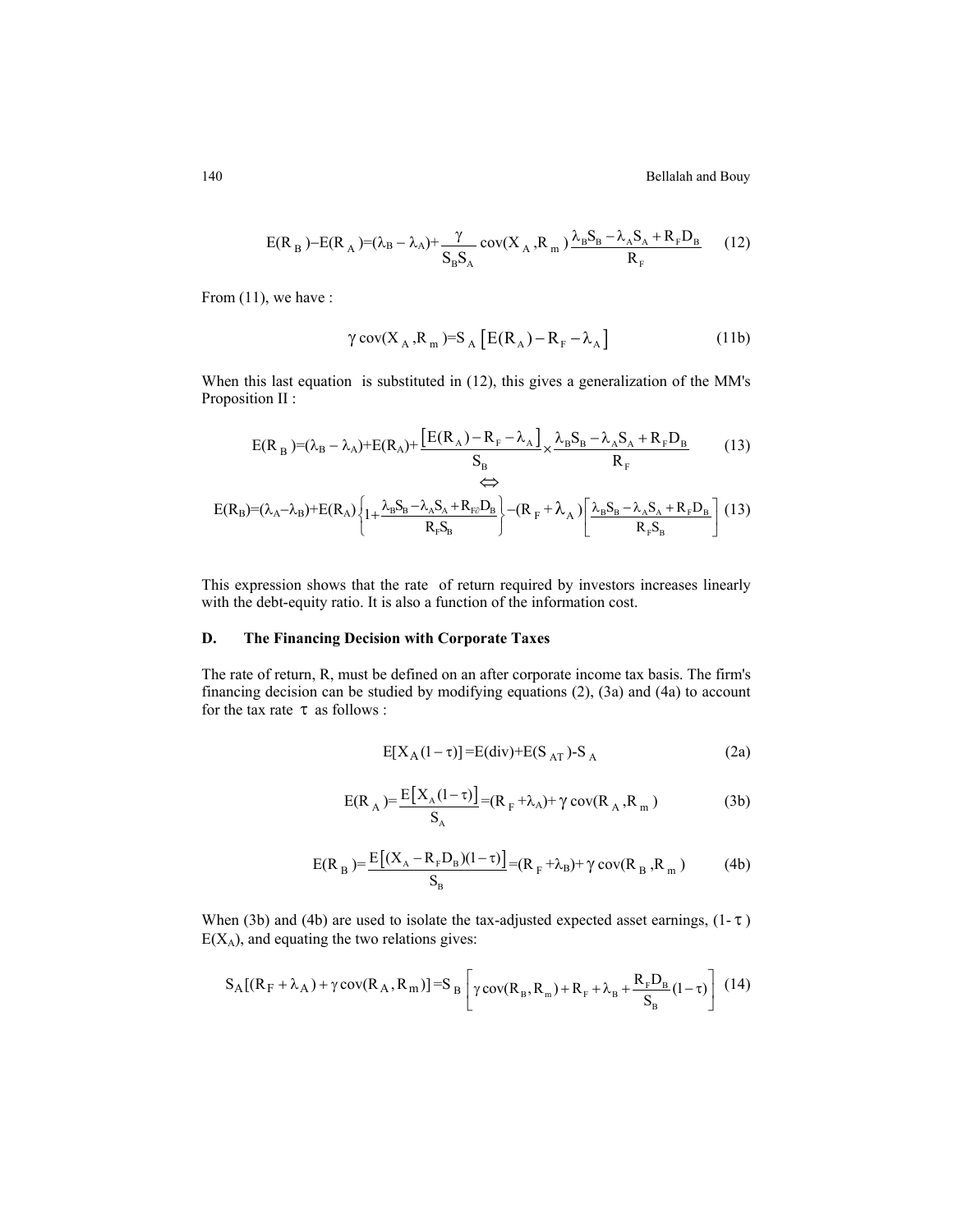$$E(R_B)-E(R_A)=(\lambda_B-\lambda_A)+\frac{\gamma}{S_B S_A}\,\text{cov}(X_A,R_m)\,\frac{\lambda_B S_B-\lambda_A S_A+R_F D_B}{R_F} \tag{12}$$

From (11), we have :

$$\gamma\,\text{cov}(X_A,R_m)=S_A\left[E(R_A)-R_F-\lambda_A\right] \tag{11b}$$

When this last equation is substituted in (12), this gives a generalization of the MM's Proposition II :

$$E(R_B)=(\lambda_B-\lambda_A)+E(R_A)+\frac{\left[E(R_A)-R_F-\lambda_A\right]}{S_B}\times\frac{\lambda_B S_B-\lambda_A S_A+R_F D_B}{R_F} \tag{13}$$

$$\Leftrightarrow$$

$$E(R_B)=(\lambda_A-\lambda_B)+E(R_A)\left\{1+\frac{\lambda_B S_B-\lambda_A S_A+R_{F\ell} D_B}{R_F S_B}\right\}-(R_F+\lambda_A)\left[\frac{\lambda_B S_B-\lambda_A S_A+R_F D_B}{R_F S_B}\right] \tag{13}$$

This expression shows that the rate of return required by investors increases linearly with the debt-equity ratio. It is also a function of the information cost.

### D. The Financing Decision with Corporate Taxes

The rate of return, R, must be defined on an after corporate income tax basis. The firm's financing decision can be studied by modifying equations (2), (3a) and (4a) to account for the tax rate $\tau$ as follows :

$$E[X_A(1-\tau)]=E(\text{div})+E(S_{AT})-S_A \tag{2a}$$

$$E(R_A)=\frac{E\left[X_A(1-\tau)\right]}{S_A}=(R_F+\lambda_A)+\gamma\,\text{cov}(R_A,R_m) \tag{3b}$$

$$E(R_B)=\frac{E\left[(X_A-R_F D_B)(1-\tau)\right]}{S_B}=(R_F+\lambda_B)+\gamma\,\text{cov}(R_B,R_m) \tag{4b}$$

When (3b) and (4b) are used to isolate the tax-adjusted expected asset earnings, $(1-\tau)$ $E(X_A)$, and equating the two relations gives:

$$S_A[(R_F+\lambda_A)+\gamma\,\text{cov}(R_A,R_m)]=S_B\left[\gamma\,\text{cov}(R_B,R_m)+R_F+\lambda_B+\frac{R_F D_B}{S_B}(1-\tau)\right] \tag{14}$$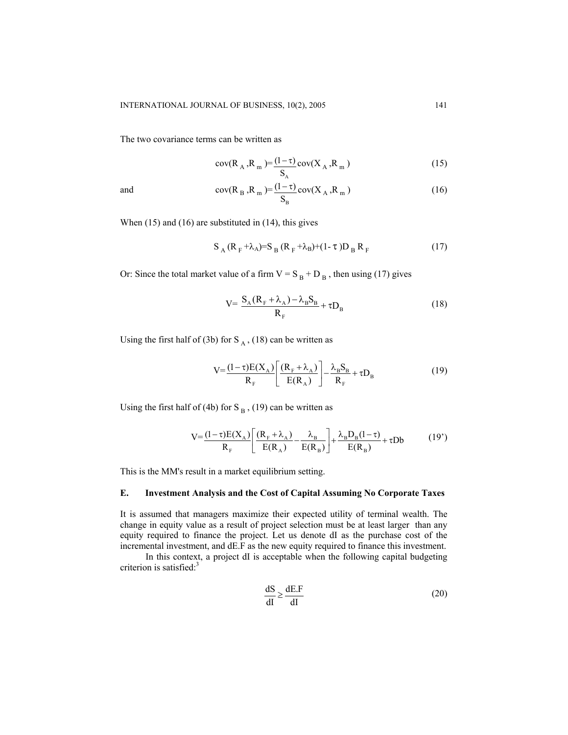The two covariance terms can be written as

$$\text{cov}(R_A, R_m) = \frac{(1-\tau)}{S_A}\text{cov}(X_A, R_m) \tag{15}$$

and

$$\text{cov}(R_B, R_m) = \frac{(1-\tau)}{S_B}\text{cov}(X_A, R_m) \tag{16}$$

When (15) and (16) are substituted in (14), this gives

$$S_A(R_F + \lambda_A) = S_B(R_F + \lambda_B) + (1-\tau)D_B R_F \tag{17}$$

Or: Since the total market value of a firm $V = S_B + D_B$, then using (17) gives

$$V = \frac{S_A(R_F + \lambda_A) - \lambda_B S_B}{R_F} + \tau D_B \tag{18}$$

Using the first half of (3b) for $S_A$, (18) can be written as

$$V = \frac{(1-\tau)E(X_A)}{R_F}\left[\frac{(R_F + \lambda_A)}{E(R_A)}\right] - \frac{\lambda_B S_B}{R_F} + \tau D_B \tag{19}$$

Using the first half of (4b) for $S_B$, (19) can be written as

$$V = \frac{(1-\tau)E(X_A)}{R_F}\left[\frac{(R_F + \lambda_A)}{E(R_A)} - \frac{\lambda_B}{E(R_B)}\right] + \frac{\lambda_B D_B(1-\tau)}{E(R_B)} + \tau Db \tag{19'}$$

This is the MM's result in a market equilibrium setting.

### E. Investment Analysis and the Cost of Capital Assuming No Corporate Taxes

It is assumed that managers maximize their expected utility of terminal wealth. The change in equity value as a result of project selection must be at least larger than any equity required to finance the project. Let us denote dI as the purchase cost of the incremental investment, and dE.F as the new equity required to finance this investment.

In this context, a project dI is acceptable when the following capital budgeting criterion is satisfied:[3]

$$\frac{dS}{dI} \geq \frac{dE.F}{dI} \tag{20}$$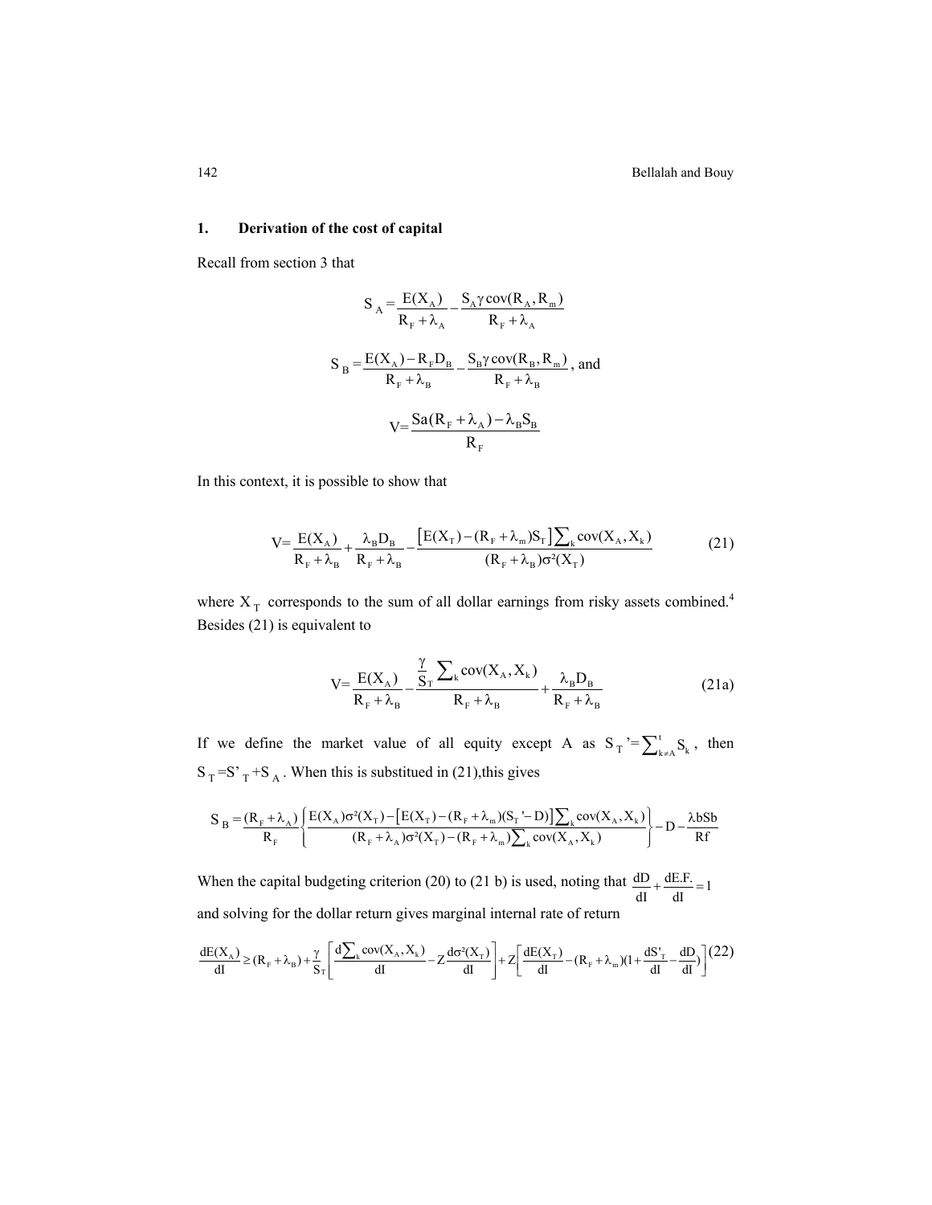## 1. Derivation of the cost of capital

Recall from section 3 that

$$S_A = \frac{E(X_A)}{R_F + \lambda_A} - \frac{S_A \gamma \operatorname{cov}(R_A, R_m)}{R_F + \lambda_A}$$

$$S_B = \frac{E(X_A) - R_F D_B}{R_F + \lambda_B} - \frac{S_B \gamma \operatorname{cov}(R_B, R_m)}{R_F + \lambda_B}, \text{ and}$$

$$V = \frac{Sa(R_F + \lambda_A) - \lambda_B S_B}{R_F}$$

In this context, it is possible to show that

$$V = \frac{E(X_A)}{R_F + \lambda_B} + \frac{\lambda_B D_B}{R_F + \lambda_B} - \frac{\left[E(X_T) - (R_F + \lambda_m) S_T\right] \sum_k \operatorname{cov}(X_A, X_k)}{(R_F + \lambda_B)\sigma^2(X_T)} \tag{21}$$

where $X_T$ corresponds to the sum of all dollar earnings from risky assets combined.[4] Besides (21) is equivalent to

$$V = \frac{E(X_A)}{R_F + \lambda_B} - \frac{\frac{\gamma}{S_T} \sum_k \operatorname{cov}(X_A, X_k)}{R_F + \lambda_B} + \frac{\lambda_B D_B}{R_F + \lambda_B} \tag{21a}$$

If we define the market value of all equity except A as $S_T' = \sum_{k \neq A}^{t} S_k$, then $S_T = S'_T + S_A$. When this is substitued in (21),this gives

$$S_B = \frac{(R_F + \lambda_A)}{R_F} \left\{ \frac{E(X_A)\sigma^2(X_T) - \left[E(X_T) - (R_F + \lambda_m)(S_T' - D)\right] \sum_k \operatorname{cov}(X_A, X_k)}{(R_F + \lambda_A)\sigma^2(X_T) - (R_F + \lambda_m) \sum_k \operatorname{cov}(X_A, X_k)} \right\} - D - \frac{\lambda bSb}{Rf}$$

When the capital budgeting criterion (20) to (21 b) is used, noting that $\frac{dD}{dI} + \frac{dE.F.}{dI} = 1$ and solving for the dollar return gives marginal internal rate of return

$$\frac{dE(X_A)}{dI} \geq (R_F + \lambda_B) + \frac{\gamma}{S_T}\left[\frac{d\sum_k \operatorname{cov}(X_A, X_k)}{dI} - Z\frac{d\sigma^2(X_T)}{dI}\right] + Z\left[\frac{dE(X_T)}{dI} - (R_F + \lambda_m)(1 + \frac{dS'_T}{dI} - \frac{dD}{dI})\right] \tag{22}$$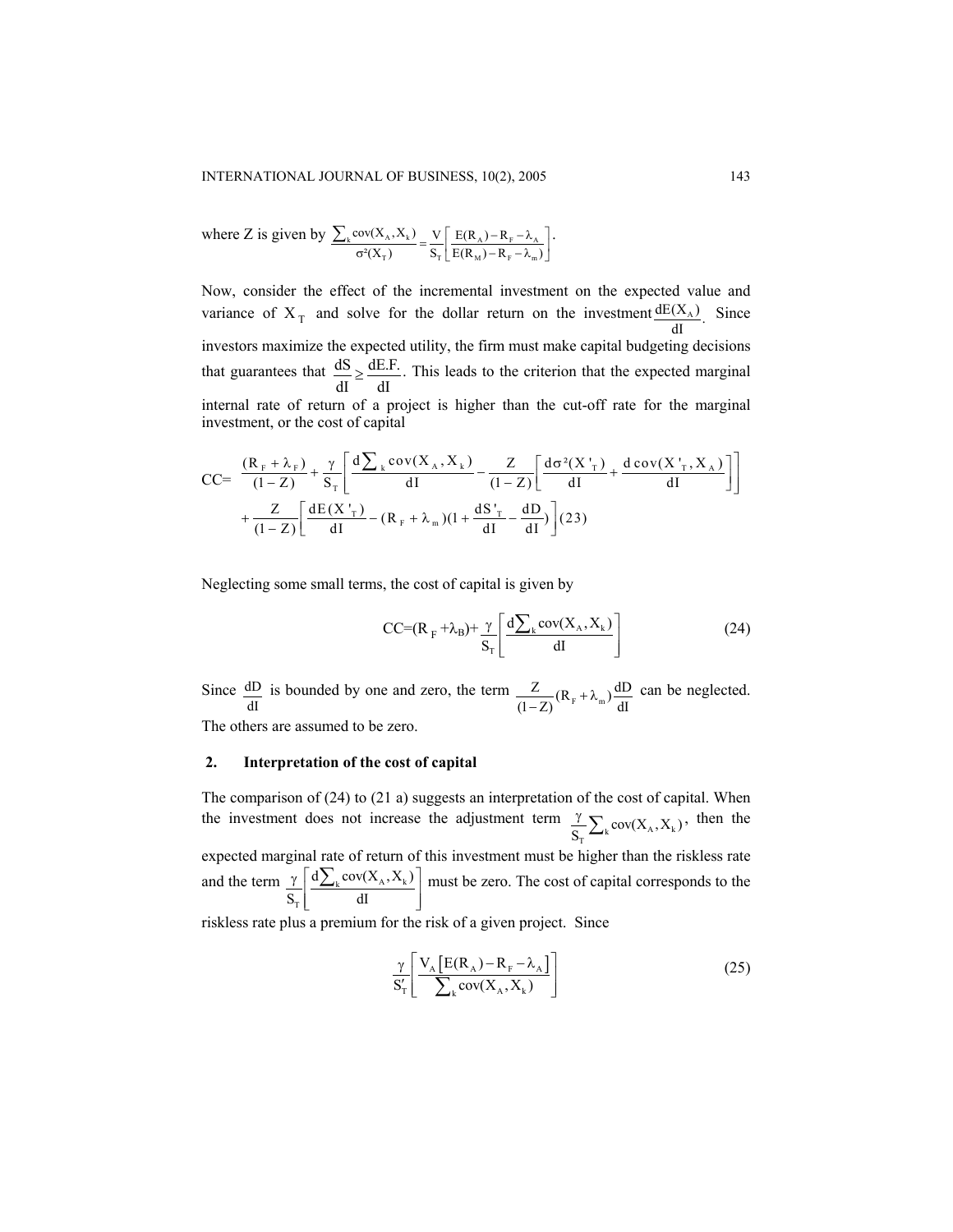where Z is given by $\frac{\sum_k \text{cov}(X_A, X_k)}{\sigma^2(X_T)} = \frac{V}{S_T}\left[\frac{E(R_A) - R_F - \lambda_A}{E(R_M) - R_F - \lambda_m)}\right]$.

Now, consider the effect of the incremental investment on the expected value and variance of $X_T$ and solve for the dollar return on the investment $\frac{dE(X_A)}{dI}$. Since investors maximize the expected utility, the firm must make capital budgeting decisions that guarantees that $\frac{dS}{dI} \geq \frac{dE.F.}{dI}$. This leads to the criterion that the expected marginal internal rate of return of a project is higher than the cut-off rate for the marginal investment, or the cost of capital

$$\text{CC}= \frac{(R_F + \lambda_F)}{(1-Z)} + \frac{\gamma}{S_T}\left[\frac{d\sum_k \text{cov}(X_A, X_k)}{dI} - \frac{Z}{(1-Z)}\left[\frac{d\sigma^2(X'_T)}{dI} + \frac{d\,\text{cov}(X'_T, X_A)}{dI}\right]\right]$$
$$+\frac{Z}{(1-Z)}\left[\frac{dE(X'_T)}{dI} - (R_F + \lambda_m)(1 + \frac{dS'_T}{dI} - \frac{dD}{dI})\right] (23)$$

Neglecting some small terms, the cost of capital is given by

$$\text{CC}=(R_F + \lambda_B) + \frac{\gamma}{S_T}\left[\frac{d\sum_k \text{cov}(X_A, X_k)}{dI}\right] \tag{24}$$

Since $\frac{dD}{dI}$ is bounded by one and zero, the term $\frac{Z}{(1-Z)}(R_F + \lambda_m)\frac{dD}{dI}$ can be neglected. The others are assumed to be zero.

## 2. Interpretation of the cost of capital

The comparison of (24) to (21 a) suggests an interpretation of the cost of capital. When the investment does not increase the adjustment term $\frac{\gamma}{S_T}\sum_k \text{cov}(X_A, X_k)$, then the expected marginal rate of return of this investment must be higher than the riskless rate and the term $\frac{\gamma}{S_T}\left[\frac{d\sum_k \text{cov}(X_A, X_k)}{dI}\right]$ must be zero. The cost of capital corresponds to the riskless rate plus a premium for the risk of a given project. Since

$$\frac{\gamma}{S'_T}\left[\frac{V_A\left[E(R_A) - R_F - \lambda_A\right]}{\sum_k \text{cov}(X_A, X_k)}\right] \tag{25}$$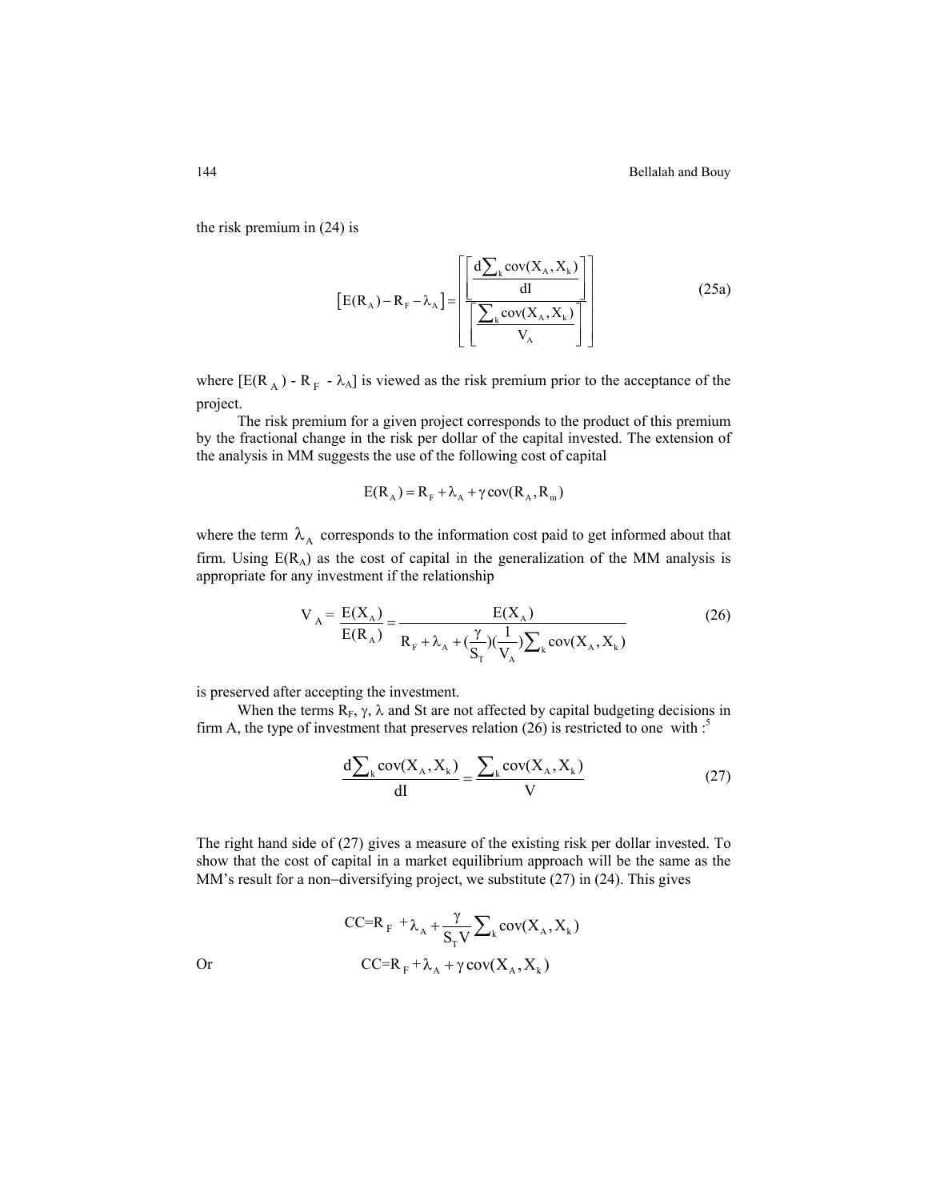the risk premium in (24) is

$$\left[E(R_A) - R_F - \lambda_A\right] = \left[\frac{\left[\frac{d\sum_k \text{cov}(X_A, X_k)}{dI}\right]}{\left[\frac{\sum_k \text{cov}(X_A, X_k)}{V_A}\right]}\right] \tag{25a}$$

where $[E(R_A) - R_F - \lambda_A]$ is viewed as the risk premium prior to the acceptance of the project.

The risk premium for a given project corresponds to the product of this premium by the fractional change in the risk per dollar of the capital invested. The extension of the analysis in MM suggests the use of the following cost of capital

$$E(R_A) = R_F + \lambda_A + \gamma \,\text{cov}(R_A, R_m)$$

where the term $\lambda_A$ corresponds to the information cost paid to get informed about that firm. Using $E(R_A)$ as the cost of capital in the generalization of the MM analysis is appropriate for any investment if the relationship

$$V_A = \frac{E(X_A)}{E(R_A)} = \frac{E(X_A)}{R_F + \lambda_A + (\frac{\gamma}{S_T})(\frac{1}{V_A})\sum_k \text{cov}(X_A, X_k)} \tag{26}$$

is preserved after accepting the investment.

When the terms $R_F$, $\gamma$, $\lambda$ and St are not affected by capital budgeting decisions in firm A, the type of investment that preserves relation (26) is restricted to one with :[5]

$$\frac{d\sum_k \text{cov}(X_A, X_k)}{dI} = \frac{\sum_k \text{cov}(X_A, X_k)}{V} \tag{27}$$

The right hand side of (27) gives a measure of the existing risk per dollar invested. To show that the cost of capital in a market equilibrium approach will be the same as the MM's result for a non−diversifying project, we substitute (27) in (24). This gives

$$\text{CC}=R_F + \lambda_A + \frac{\gamma}{S_T V}\sum_k \text{cov}(X_A, X_k)$$

Or

$$\text{CC}=R_F + \lambda_A + \gamma \,\text{cov}(X_A, X_k)$$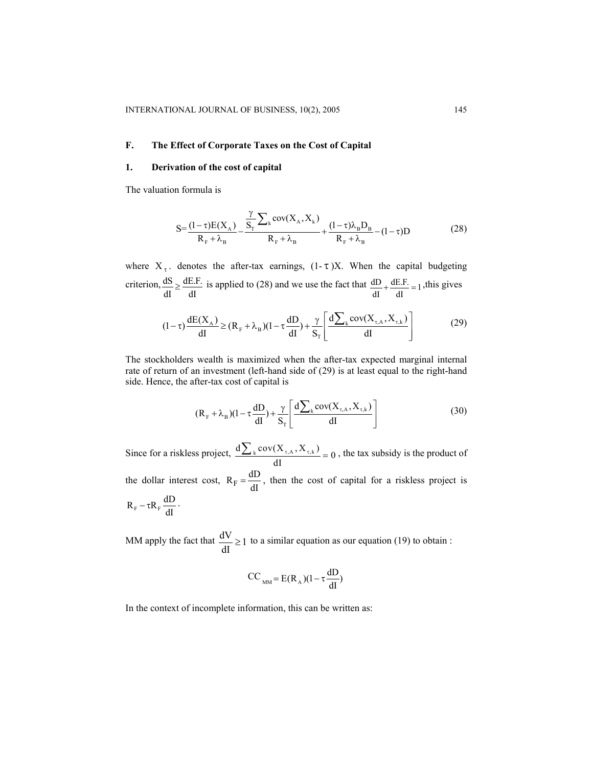## F. The Effect of Corporate Taxes on the Cost of Capital

### 1. Derivation of the cost of capital

The valuation formula is

$$S=\frac{(1-\tau)E(X_A)}{R_F+\lambda_B}-\frac{\frac{\gamma}{S_T}\sum_k \text{cov}(X_A,X_k)}{R_F+\lambda_B}+\frac{(1-\tau)\lambda_B D_B}{R_F+\lambda_B}-(1-\tau)D \tag{28}$$

where $X_\tau$. denotes the after-tax earnings, $(1-\tau)X$. When the capital budgeting criterion, $\frac{dS}{dI}\geq\frac{dE.F.}{dI}$ is applied to (28) and we use the fact that $\frac{dD}{dI}+\frac{dE.F.}{dI}=1$ ,this gives

$$(1-\tau)\frac{dE(X_A)}{dI}\geq(R_F+\lambda_B)(1-\tau\frac{dD}{dI})+\frac{\gamma}{S_T}\left[\frac{d\sum_k \text{cov}(X_{\tau,A},X_{\tau,k})}{dI}\right] \tag{29}$$

The stockholders wealth is maximized when the after-tax expected marginal internal rate of return of an investment (left-hand side of (29) is at least equal to the right-hand side. Hence, the after-tax cost of capital is

$$(R_F+\lambda_B)(1-\tau\frac{dD}{dI})+\frac{\gamma}{S_T}\left[\frac{d\sum_k \text{cov}(X_{\tau,A},X_{\tau,k})}{dI}\right] \tag{30}$$

Since for a riskless project, $\frac{d\sum_k \text{cov}(X_{\tau,A},X_{\tau,k})}{dI}=0$ , the tax subsidy is the product of the dollar interest cost, $R_F=\frac{dD}{dI}$, then the cost of capital for a riskless project is $R_F-\tau R_F\frac{dD}{dI}$.

MM apply the fact that $\frac{dV}{dI}\geq 1$ to a similar equation as our equation (19) to obtain :

$$CC_{MM}=E(R_A)(1-\tau\frac{dD}{dI})$$

In the context of incomplete information, this can be written as: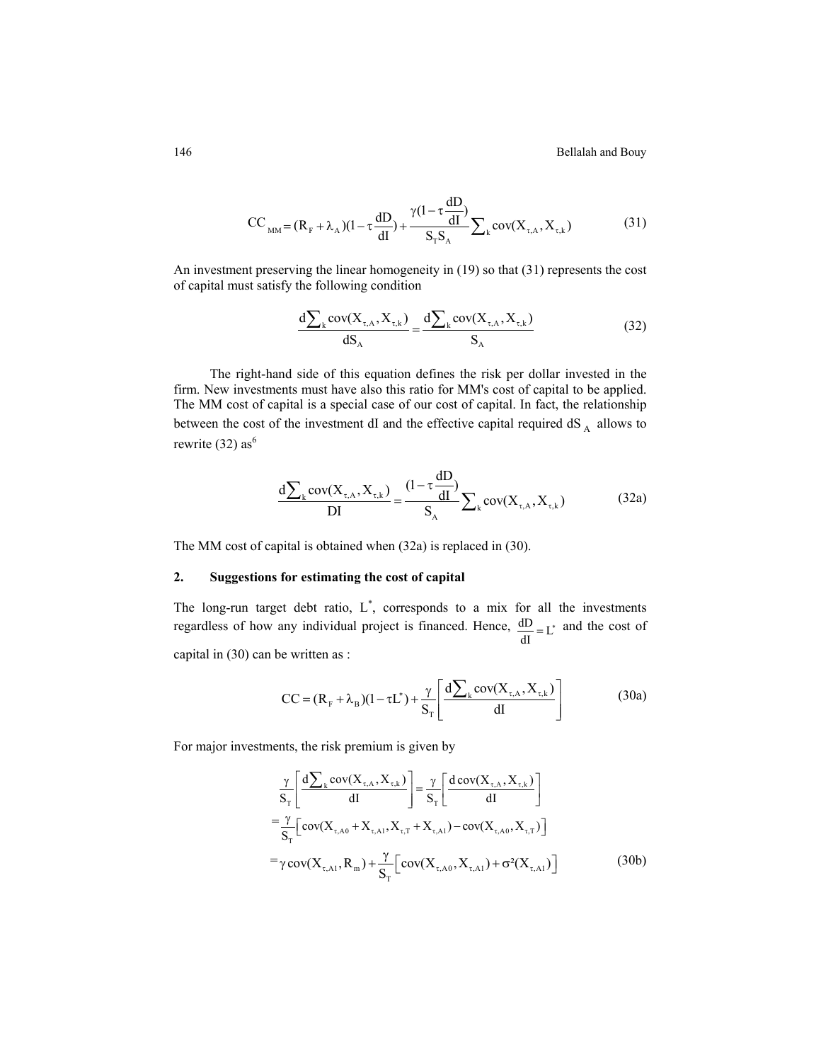$$CC_{MM} = (R_F + \lambda_A)(1 - \tau\frac{dD}{dI}) + \frac{\gamma(1-\tau\frac{dD}{dI})}{S_T S_A}\sum_k \text{cov}(X_{\tau,A}, X_{\tau,k}) \tag{31}$$

An investment preserving the linear homogeneity in (19) so that (31) represents the cost of capital must satisfy the following condition

$$\frac{d\sum_k \text{cov}(X_{\tau,A}, X_{\tau,k})}{dS_A} = \frac{d\sum_k \text{cov}(X_{\tau,A}, X_{\tau,k})}{S_A} \tag{32}$$

The right-hand side of this equation defines the risk per dollar invested in the firm. New investments must have also this ratio for MM's cost of capital to be applied. The MM cost of capital is a special case of our cost of capital. In fact, the relationship between the cost of the investment dI and the effective capital required $dS_A$ allows to rewrite (32) as[6]

$$\frac{d\sum_k \text{cov}(X_{\tau,A}, X_{\tau,k})}{DI} = \frac{(1-\tau\frac{dD}{dI})}{S_A}\sum_k \text{cov}(X_{\tau,A}, X_{\tau,k}) \tag{32a}$$

The MM cost of capital is obtained when (32a) is replaced in (30).

## 2. Suggestions for estimating the cost of capital

The long-run target debt ratio, $L^*$, corresponds to a mix for all the investments regardless of how any individual project is financed. Hence, $\frac{dD}{dI} = L^*$ and the cost of capital in (30) can be written as :

$$CC = (R_F + \lambda_B)(1 - \tau L^*) + \frac{\gamma}{S_T}\left[\frac{d\sum_k \text{cov}(X_{\tau,A}, X_{\tau,k})}{dI}\right] \tag{30a}$$

For major investments, the risk premium is given by

$$\begin{aligned}
&\frac{\gamma}{S_T}\left[\frac{d\sum_k \text{cov}(X_{\tau,A}, X_{\tau,k})}{dI}\right] = \frac{\gamma}{S_T}\left[\frac{d\,\text{cov}(X_{\tau,A}, X_{\tau,k})}{dI}\right] \\
&= \frac{\gamma}{S_T}\left[\text{cov}(X_{\tau,A0} + X_{\tau,A1}, X_{\tau,T} + X_{\tau,A1}) - \text{cov}(X_{\tau,A0}, X_{\tau,T})\right] \\
&= \gamma\,\text{cov}(X_{\tau,A1}, R_m) + \frac{\gamma}{S_T}\left[\text{cov}(X_{\tau,A0}, X_{\tau,A1}) + \sigma^2(X_{\tau,A1})\right]
\end{aligned} \tag{30b}$$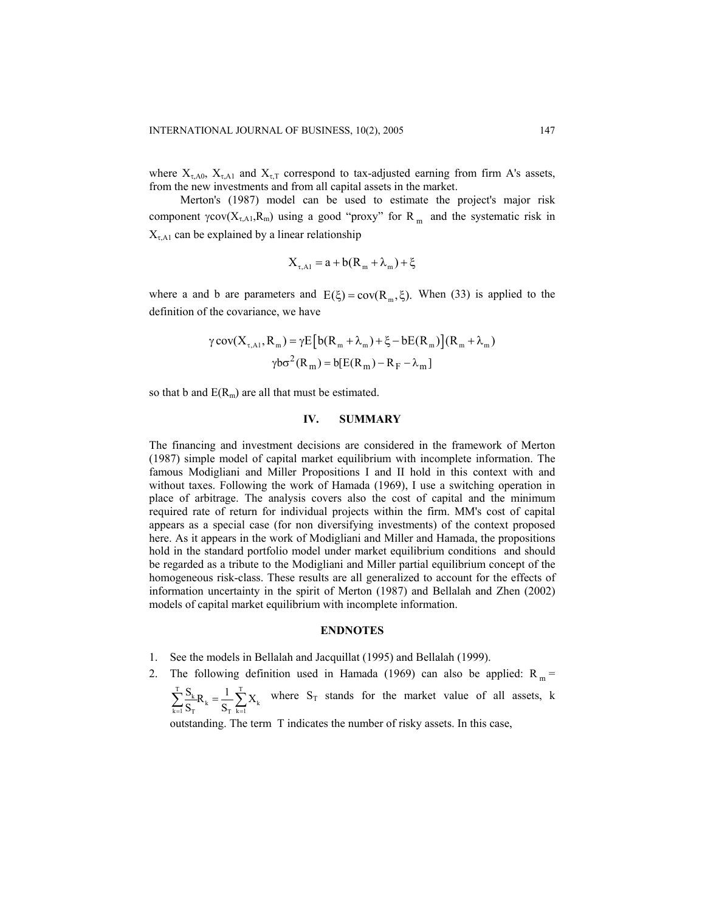where $X_{\tau,A0}$, $X_{\tau,A1}$ and $X_{\tau,T}$ correspond to tax-adjusted earning from firm A's assets, from the new investments and from all capital assets in the market.

Merton's (1987) model can be used to estimate the project's major risk component $\gamma\text{cov}(X_{\tau,A1},R_m)$ using a good "proxy" for $R_m$ and the systematic risk in $X_{\tau,A1}$ can be explained by a linear relationship

$$X_{\tau,A1} = a + b(R_m + \lambda_m) + \xi$$

where a and b are parameters and $E(\xi) = \text{cov}(R_m, \xi)$. When (33) is applied to the definition of the covariance, we have

$$\gamma \text{cov}(X_{\tau,A1}, R_m) = \gamma E\left[b(R_m + \lambda_m) + \xi - bE(R_m)\right](R_m + \lambda_m)$$

$$\gamma b \sigma^2(R_m) = b[E(R_m) - R_F - \lambda_m]$$

so that b and $E(R_m)$ are all that must be estimated.

## IV. SUMMARY

The financing and investment decisions are considered in the framework of Merton (1987) simple model of capital market equilibrium with incomplete information. The famous Modigliani and Miller Propositions I and II hold in this context with and without taxes. Following the work of Hamada (1969), I use a switching operation in place of arbitrage. The analysis covers also the cost of capital and the minimum required rate of return for individual projects within the firm. MM's cost of capital appears as a special case (for non diversifying investments) of the context proposed here. As it appears in the work of Modigliani and Miller and Hamada, the propositions hold in the standard portfolio model under market equilibrium conditions and should be regarded as a tribute to the Modigliani and Miller partial equilibrium concept of the homogeneous risk-class. These results are all generalized to account for the effects of information uncertainty in the spirit of Merton (1987) and Bellalah and Zhen (2002) models of capital market equilibrium with incomplete information.

## ENDNOTES

1. See the models in Bellalah and Jacquillat (1995) and Bellalah (1999).
2. The following definition used in Hamada (1969) can also be applied: $R_m = \sum_{k=1}^{T} \frac{S_k}{S_T} R_k = \frac{1}{S_T} \sum_{k=1}^{T} X_k$ where $S_T$ stands for the market value of all assets, k outstanding. The term T indicates the number of risky assets. In this case,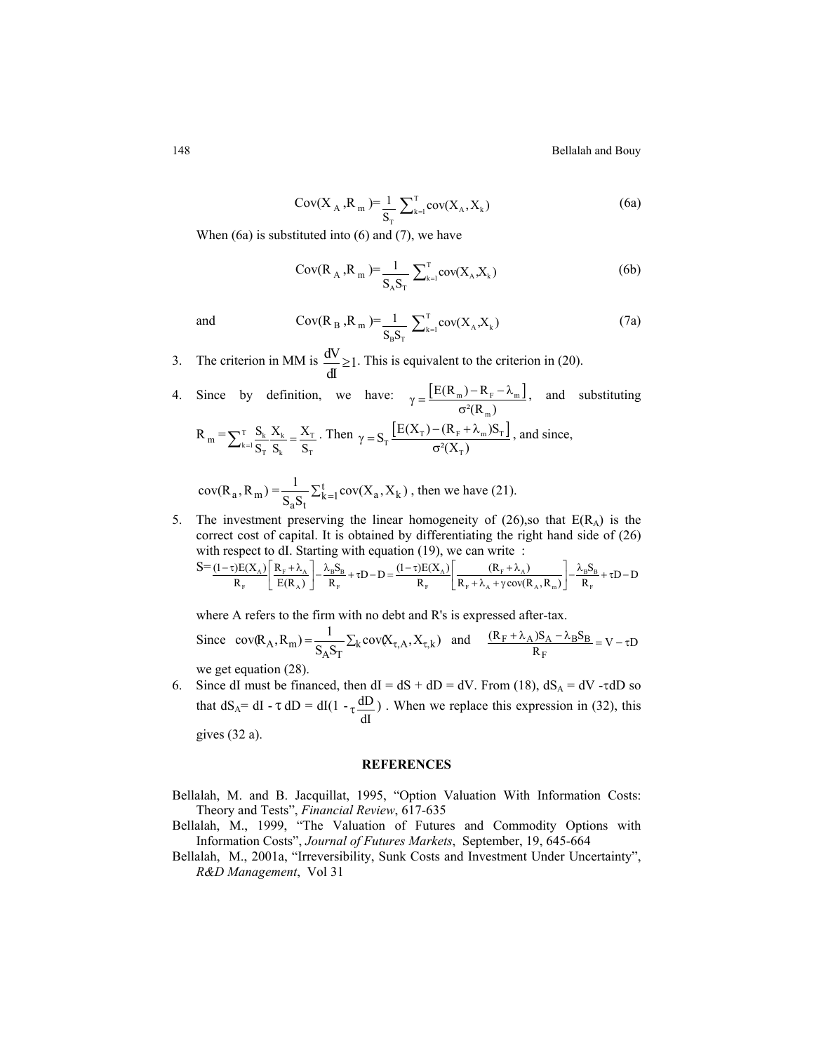$$\text{Cov}(X_A, R_m) = \frac{1}{S_T} \sum_{k=1}^{T} \text{cov}(X_A, X_k) \tag{6a}$$

When (6a) is substituted into (6) and (7), we have

$$\text{Cov}(R_A, R_m) = \frac{1}{S_A S_T} \sum_{k=1}^{T} \text{cov}(X_A, X_k) \tag{6b}$$

and

$$\text{Cov}(R_B, R_m) = \frac{1}{S_B S_T} \sum_{k=1}^{T} \text{cov}(X_A, X_k) \tag{7a}$$

3. The criterion in MM is $\frac{dV}{dI} \geq 1$. This is equivalent to the criterion in (20).

4. Since by definition, we have: $\gamma = \frac{\left[E(R_m) - R_F - \lambda_m\right]}{\sigma^2(R_m)}$, and substituting $R_m = \sum_{k=1}^{T} \frac{S_k}{S_T} \frac{X_k}{S_k} = \frac{X_T}{S_T}$. Then $\gamma = S_T \frac{\left[E(X_T) - (R_F + \lambda_m) S_T\right]}{\sigma^2(X_T)}$, and since,

   $\text{cov}(R_a, R_m) = \frac{1}{S_a S_t} \sum_{k=1}^{t} \text{cov}(X_a, X_k)$, then we have (21).

5. The investment preserving the linear homogeneity of (26),so that $E(R_A)$ is the correct cost of capital. It is obtained by differentiating the right hand side of (26) with respect to dI. Starting with equation (19), we can write :

   $S = \frac{(1-\tau)E(X_A)}{R_F}\left[\frac{R_F + \lambda_A}{E(R_A)}\right] - \frac{\lambda_B S_B}{R_F} + \tau D - D = \frac{(1-\tau)E(X_A)}{R_F}\left[\frac{(R_F + \lambda_A)}{R_F + \lambda_A + \gamma\,\text{cov}(R_A, R_m)}\right] - \frac{\lambda_B S_B}{R_F} + \tau D - D$

   where A refers to the firm with no debt and R's is expressed after-tax.

   Since $\text{cov}(R_A, R_m) = \frac{1}{S_A S_T} \sum_k \text{cov}(X_{\tau,A}, X_{\tau,k})$ and $\frac{(R_F + \lambda_A)S_A - \lambda_B S_B}{R_F} = V - \tau D$

   we get equation (28).

6. Since dI must be financed, then dI = dS + dD = dV. From (18), $dS_A = dV - \tau dD$ so that $dS_A = dI - \tau\, dD = dI(1 - \tau \frac{dD}{dI})$. When we replace this expression in (32), this gives (32 a).

## REFERENCES

Bellalah, M. and B. Jacquillat, 1995, "Option Valuation With Information Costs: Theory and Tests", *Financial Review*, 617-635

Bellalah, M., 1999, "The Valuation of Futures and Commodity Options with Information Costs", *Journal of Futures Markets*, September, 19, 645-664

Bellalah, M., 2001a, "Irreversibility, Sunk Costs and Investment Under Uncertainty", *R&D Management*, Vol 31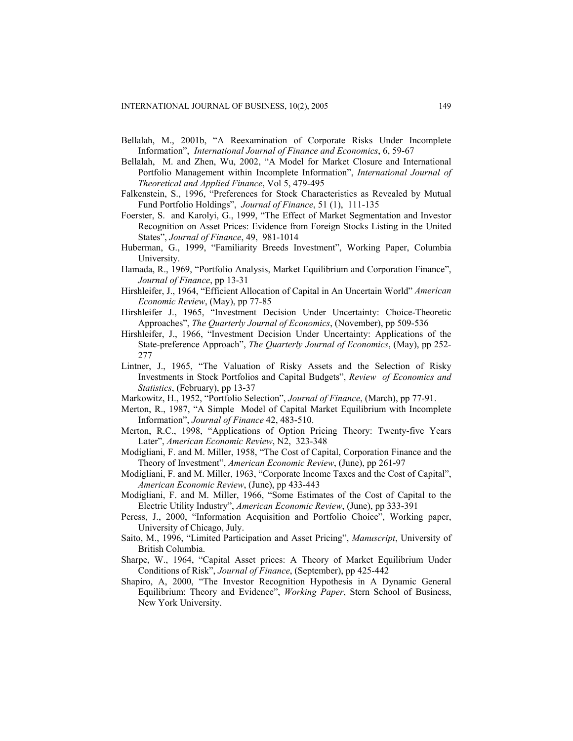Bellalah, M., 2001b, “A Reexamination of Corporate Risks Under Incomplete Information”, *International Journal of Finance and Economics*, 6, 59-67

Bellalah, M. and Zhen, Wu, 2002, “A Model for Market Closure and International Portfolio Management within Incomplete Information”, *International Journal of Theoretical and Applied Finance*, Vol 5, 479-495

Falkenstein, S., 1996, “Preferences for Stock Characteristics as Revealed by Mutual Fund Portfolio Holdings”, *Journal of Finance*, 51 (1), 111-135

Foerster, S. and Karolyi, G., 1999, “The Effect of Market Segmentation and Investor Recognition on Asset Prices: Evidence from Foreign Stocks Listing in the United States”, *Journal of Finance*, 49, 981-1014

Huberman, G., 1999, “Familiarity Breeds Investment”, Working Paper, Columbia University.

Hamada, R., 1969, “Portfolio Analysis, Market Equilibrium and Corporation Finance”, *Journal of Finance*, pp 13-31

Hirshleifer, J., 1964, “Efficient Allocation of Capital in An Uncertain World” *American Economic Review*, (May), pp 77-85

Hirshleifer J., 1965, “Investment Decision Under Uncertainty: Choice-Theoretic Approaches”, *The Quarterly Journal of Economics*, (November), pp 509-536

Hirshleifer, J., 1966, “Investment Decision Under Uncertainty: Applications of the State-preference Approach”, *The Quarterly Journal of Economics*, (May), pp 252-277

Lintner, J., 1965, “The Valuation of Risky Assets and the Selection of Risky Investments in Stock Portfolios and Capital Budgets”, *Review of Economics and Statistics*, (February), pp 13-37

Markowitz, H., 1952, “Portfolio Selection”, *Journal of Finance*, (March), pp 77-91.

Merton, R., 1987, “A Simple Model of Capital Market Equilibrium with Incomplete Information”, *Journal of Finance* 42, 483-510.

Merton, R.C., 1998, “Applications of Option Pricing Theory: Twenty-five Years Later”, *American Economic Review*, N2, 323-348

Modigliani, F. and M. Miller, 1958, “The Cost of Capital, Corporation Finance and the Theory of Investment”, *American Economic Review*, (June), pp 261-97

Modigliani, F. and M. Miller, 1963, “Corporate Income Taxes and the Cost of Capital”, *American Economic Review*, (June), pp 433-443

Modigliani, F. and M. Miller, 1966, “Some Estimates of the Cost of Capital to the Electric Utility Industry”, *American Economic Review*, (June), pp 333-391

Peress, J., 2000, “Information Acquisition and Portfolio Choice”, Working paper, University of Chicago, July.

Saito, M., 1996, “Limited Participation and Asset Pricing”, *Manuscript*, University of British Columbia.

Sharpe, W., 1964, “Capital Asset prices: A Theory of Market Equilibrium Under Conditions of Risk”, *Journal of Finance*, (September), pp 425-442

Shapiro, A, 2000, “The Investor Recognition Hypothesis in A Dynamic General Equilibrium: Theory and Evidence”, *Working Paper*, Stern School of Business, New York University.